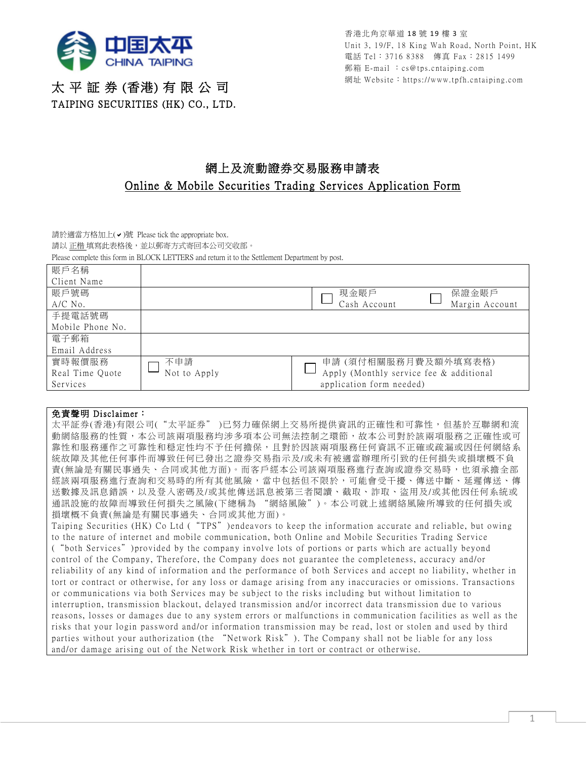中国太平
CHINA TAIPING

**太 平 証 券 (香港) 有 限 公 司**
**TAIPING SECURITIES (HK) CO., LTD.**

香港北角京華道 18 號 19 樓 3 室
Unit 3, 19/F, 18 King Wah Road, North Point, HK
電話 Tel：3716 8388　傳真 Fax：2815 1499
郵箱 E-mail ：cs@tps.cntaiping.com
網址 Website：https://www.tpfh.cntaiping.com

# 網上及流動證券交易服務申請表
# Online & Mobile Securities Trading Services Application Form

請於適當方格加上(✔)號 Please tick the appropriate box.
請以 正楷 填寫此表格後，並以郵寄方式寄回本公司交收部。
Please complete this form in BLOCK LETTERS and return it to the Settlement Department by post.

| | | | |
|---|---|---|---|
| 賬戶名稱 Client Name | | | |
| 賬戶號碼 A/C No. | | ☐ 現金賬戶 Cash Account | ☐ 保證金賬戶 Margin Account |
| 手提電話號碼 Mobile Phone No. | | | |
| 電子郵箱 Email Address | | | |
| 實時報價服務 Real Time Quote Services | ☐ 不申請 Not to Apply | ☐ 申請 (須付相關服務月費及額外填寫表格) Apply (Monthly service fee & additional application form needed) | |

**免責聲明 Disclaimer：**

太平証券(香港)有限公司("太平証券" )已努力確保網上交易所提供資訊的正確性和可靠性，但基於互聯網和流動網絡服務的性質，本公司該兩項服務均涉多項本公司無法控制之環節，故本公司對於該兩項服務之正確性或可靠性和服務運作之可靠性和穩定性均不予任何擔保，且對於因該兩項服務任何資訊不正確或疏漏或因任何網絡系統故障及其他任何事件而導致任何已發出之證券交易指示及/或未有被適當辦理所引致的任何損失或損壞概不負責(無論是有關民事過失、合同或其他方面)。而客戶經本公司該兩項服務進行查詢或證券交易時，也須承擔全部經該兩項服務進行查詢和交易時的所有其他風險，當中包括但不限於，可能會受干擾、傳送中斷、延遲傳送、傳送數據及訊息錯誤，以及登入密碼及/或其他傳送訊息被第三者閱讀、截取、詐取、盜用及/或其他因任何系統或通訊設施的故障而導致任何損失之風險(下總稱為 "網絡風險")。本公司就上述網絡風險所導致的任何損失或損壞概不負責(無論是有關民事過失、合同或其他方面)。

Taiping Securities (HK) Co Ltd ("TPS")endeavors to keep the information accurate and reliable, but owing to the nature of internet and mobile communication, both Online and Mobile Securities Trading Service ("both Services")provided by the company involve lots of portions or parts which are actually beyond control of the Company, Therefore, the Company does not guarantee the completeness, accuracy and/or reliability of any kind of information and the performance of both Services and accept no liability, whether in tort or contract or otherwise, for any loss or damage arising from any inaccuracies or omissions. Transactions or communications via both Services may be subject to the risks including but without limitation to interruption, transmission blackout, delayed transmission and/or incorrect data transmission due to various reasons, losses or damages due to any system errors or malfunctions in communication facilities as well as the risks that your login password and/or information transmission may be read, lost or stolen and used by third parties without your authorization (the "Network Risk"). The Company shall not be liable for any loss and/or damage arising out of the Network Risk whether in tort or contract or otherwise.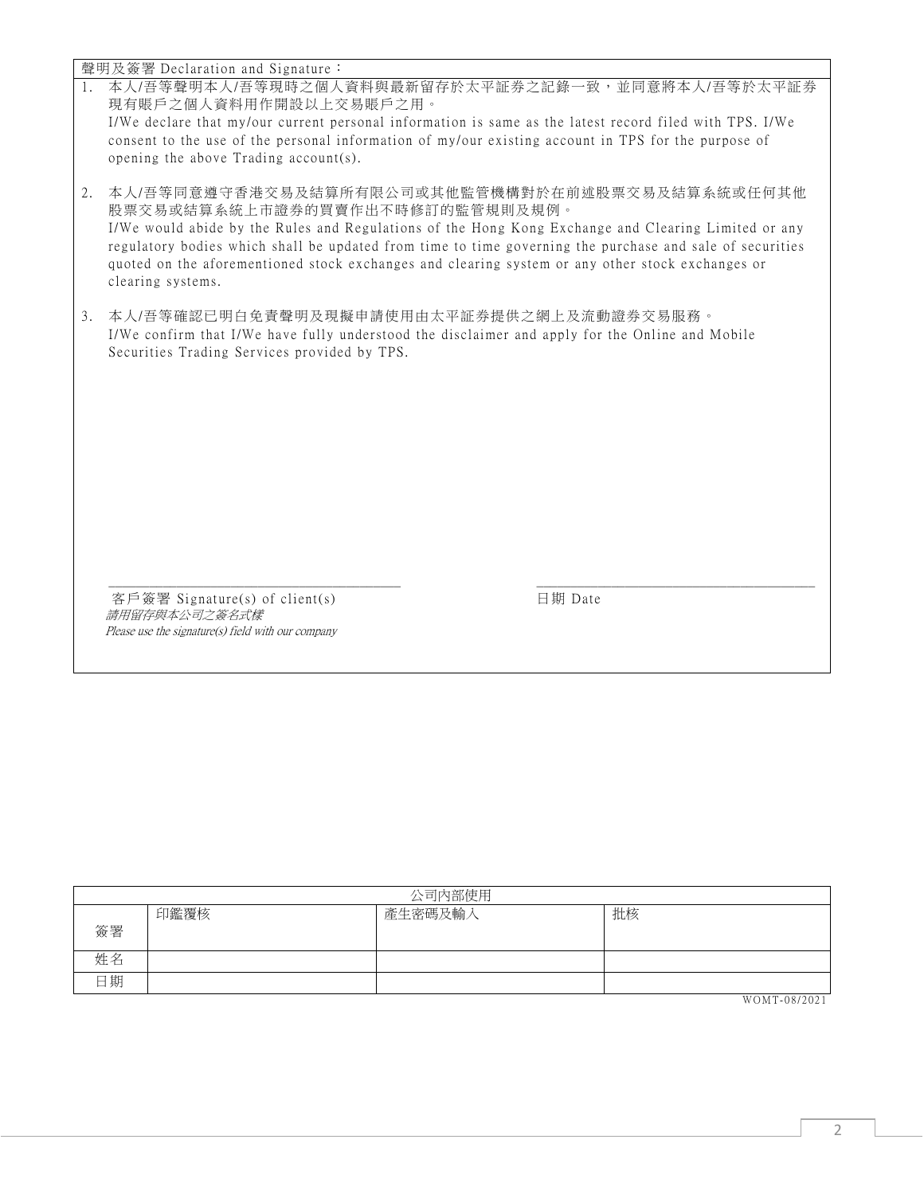聲明及簽署 Declaration and Signature：

1. 本人/吾等聲明本人/吾等現時之個人資料與最新留存於太平証券之記錄一致，並同意將本人/吾等於太平証券現有賬戶之個人資料用作開設以上交易賬戶之用。
   I/We declare that my/our current personal information is same as the latest record filed with TPS. I/We consent to the use of the personal information of my/our existing account in TPS for the purpose of opening the above Trading account(s).

2. 本人/吾等同意遵守香港交易及結算所有限公司或其他監管機構對於在前述股票交易及結算系統或任何其他股票交易或結算系統上市證券的買賣作出不時修訂的監管規則及規例。
   I/We would abide by the Rules and Regulations of the Hong Kong Exchange and Clearing Limited or any regulatory bodies which shall be updated from time to time governing the purchase and sale of securities quoted on the aforementioned stock exchanges and clearing system or any other stock exchanges or clearing systems.

3. 本人/吾等確認已明白免責聲明及現擬申請使用由太平証券提供之網上及流動證券交易服務。
   I/We confirm that I/We have fully understood the disclaimer and apply for the Online and Mobile Securities Trading Services provided by TPS.

\_\_\_\_\_\_\_\_\_\_\_\_\_\_\_\_\_\_\_\_\_\_\_\_\_\_\_\_\_\_\_\_\_\_\_\_\_\_\_\_
客戶簽署 Signature(s) of client(s)
*請用留存與本公司之簽名式樣*
*Please use the signature(s) field with our company*

\_\_\_\_\_\_\_\_\_\_\_\_\_\_\_\_\_\_\_\_\_\_\_\_\_\_\_\_\_\_\_\_\_\_\_\_\_\_\_\_
日期 Date

| 公司內部使用 | | | |
|---|---|---|---|
| 簽署 | 印鑑覆核 | 產生密碼及輸入 | 批核 |
| 姓名 | | | |
| 日期 | | | |

WOMT-08/2021